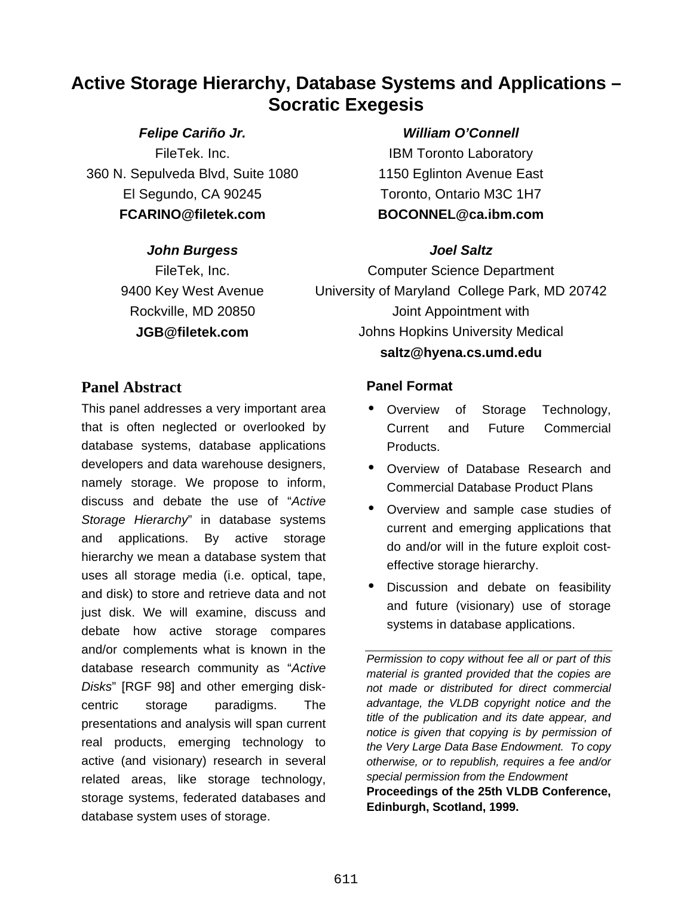# Active Storage Hierarchy, Database Systems and Applications – Socratic Exegesis

***Felipe Cariño Jr.***
FileTek. Inc.
360 N. Sepulveda Blvd, Suite 1080
El Segundo, CA 90245
**FCARINO@filetek.com**

***William O'Connell***
IBM Toronto Laboratory
1150 Eglinton Avenue East
Toronto, Ontario M3C 1H7
**BOCONNEL@ca.ibm.com**

***John Burgess***
FileTek, Inc.
9400 Key West Avenue
Rockville, MD 20850
**JGB@filetek.com**

***Joel Saltz***
Computer Science Department
University of Maryland College Park, MD 20742
Joint Appointment with
Johns Hopkins University Medical
**saltz@hyena.cs.umd.edu**

## Panel Abstract

This panel addresses a very important area that is often neglected or overlooked by database systems, database applications developers and data warehouse designers, namely storage. We propose to inform, discuss and debate the use of "*Active Storage Hierarchy*" in database systems and applications. By active storage hierarchy we mean a database system that uses all storage media (i.e. optical, tape, and disk) to store and retrieve data and not just disk. We will examine, discuss and debate how active storage compares and/or complements what is known in the database research community as "*Active Disks*" [RGF 98] and other emerging disk-centric storage paradigms. The presentations and analysis will span current real products, emerging technology to active (and visionary) research in several related areas, like storage technology, storage systems, federated databases and database system uses of storage.

## Panel Format

- Overview of Storage Technology, Current and Future Commercial Products.
- Overview of Database Research and Commercial Database Product Plans
- Overview and sample case studies of current and emerging applications that do and/or will in the future exploit cost-effective storage hierarchy.
- Discussion and debate on feasibility and future (visionary) use of storage systems in database applications.

---

*Permission to copy without fee all or part of this material is granted provided that the copies are not made or distributed for direct commercial advantage, the VLDB copyright notice and the title of the publication and its date appear, and notice is given that copying is by permission of the Very Large Data Base Endowment. To copy otherwise, or to republish, requires a fee and/or special permission from the Endowment*
**Proceedings of the 25th VLDB Conference, Edinburgh, Scotland, 1999.**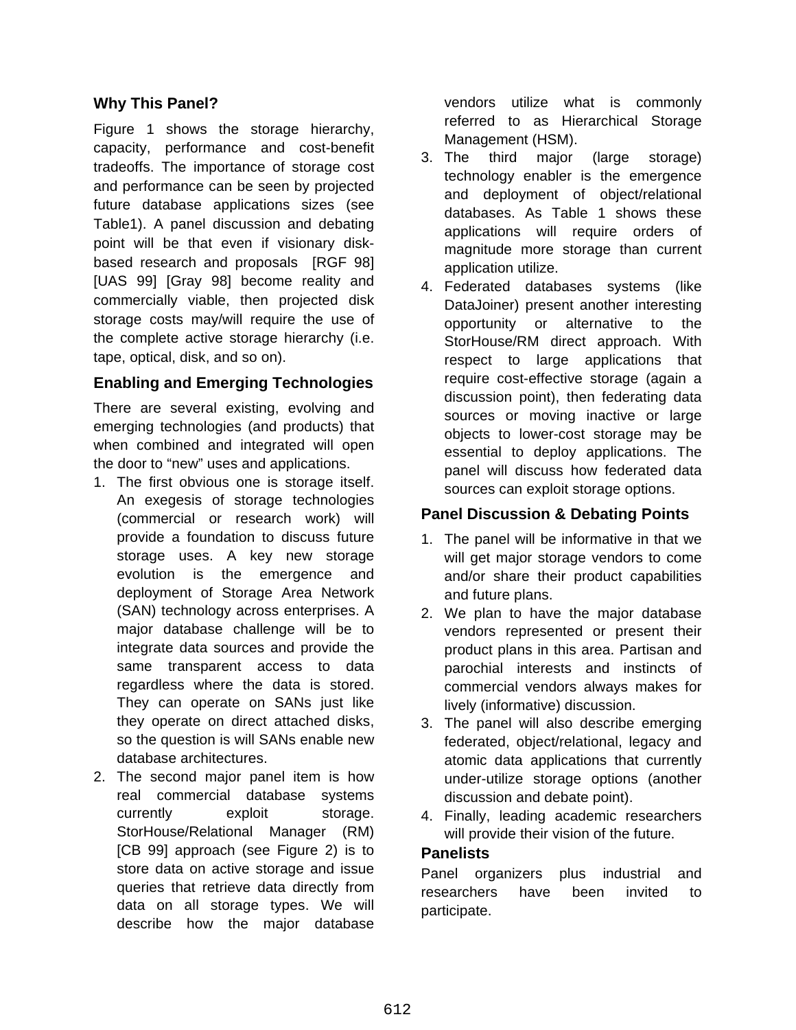## Why This Panel?

Figure 1 shows the storage hierarchy, capacity, performance and cost-benefit tradeoffs. The importance of storage cost and performance can be seen by projected future database applications sizes (see Table1). A panel discussion and debating point will be that even if visionary disk-based research and proposals [RGF 98] [UAS 99] [Gray 98] become reality and commercially viable, then projected disk storage costs may/will require the use of the complete active storage hierarchy (i.e. tape, optical, disk, and so on).

## Enabling and Emerging Technologies

There are several existing, evolving and emerging technologies (and products) that when combined and integrated will open the door to "new" uses and applications.

1. The first obvious one is storage itself. An exegesis of storage technologies (commercial or research work) will provide a foundation to discuss future storage uses. A key new storage evolution is the emergence and deployment of Storage Area Network (SAN) technology across enterprises. A major database challenge will be to integrate data sources and provide the same transparent access to data regardless where the data is stored. They can operate on SANs just like they operate on direct attached disks, so the question is will SANs enable new database architectures.
2. The second major panel item is how real commercial database systems currently exploit storage. StorHouse/Relational Manager (RM) [CB 99] approach (see Figure 2) is to store data on active storage and issue queries that retrieve data directly from data on all storage types. We will describe how the major database vendors utilize what is commonly referred to as Hierarchical Storage Management (HSM).
3. The third major (large storage) technology enabler is the emergence and deployment of object/relational databases. As Table 1 shows these applications will require orders of magnitude more storage than current application utilize.
4. Federated databases systems (like DataJoiner) present another interesting opportunity or alternative to the StorHouse/RM direct approach. With respect to large applications that require cost-effective storage (again a discussion point), then federating data sources or moving inactive or large objects to lower-cost storage may be essential to deploy applications. The panel will discuss how federated data sources can exploit storage options.

## Panel Discussion & Debating Points

1. The panel will be informative in that we will get major storage vendors to come and/or share their product capabilities and future plans.
2. We plan to have the major database vendors represented or present their product plans in this area. Partisan and parochial interests and instincts of commercial vendors always makes for lively (informative) discussion.
3. The panel will also describe emerging federated, object/relational, legacy and atomic data applications that currently under-utilize storage options (another discussion and debate point).
4. Finally, leading academic researchers will provide their vision of the future.

## Panelists

Panel organizers plus industrial and researchers have been invited to participate.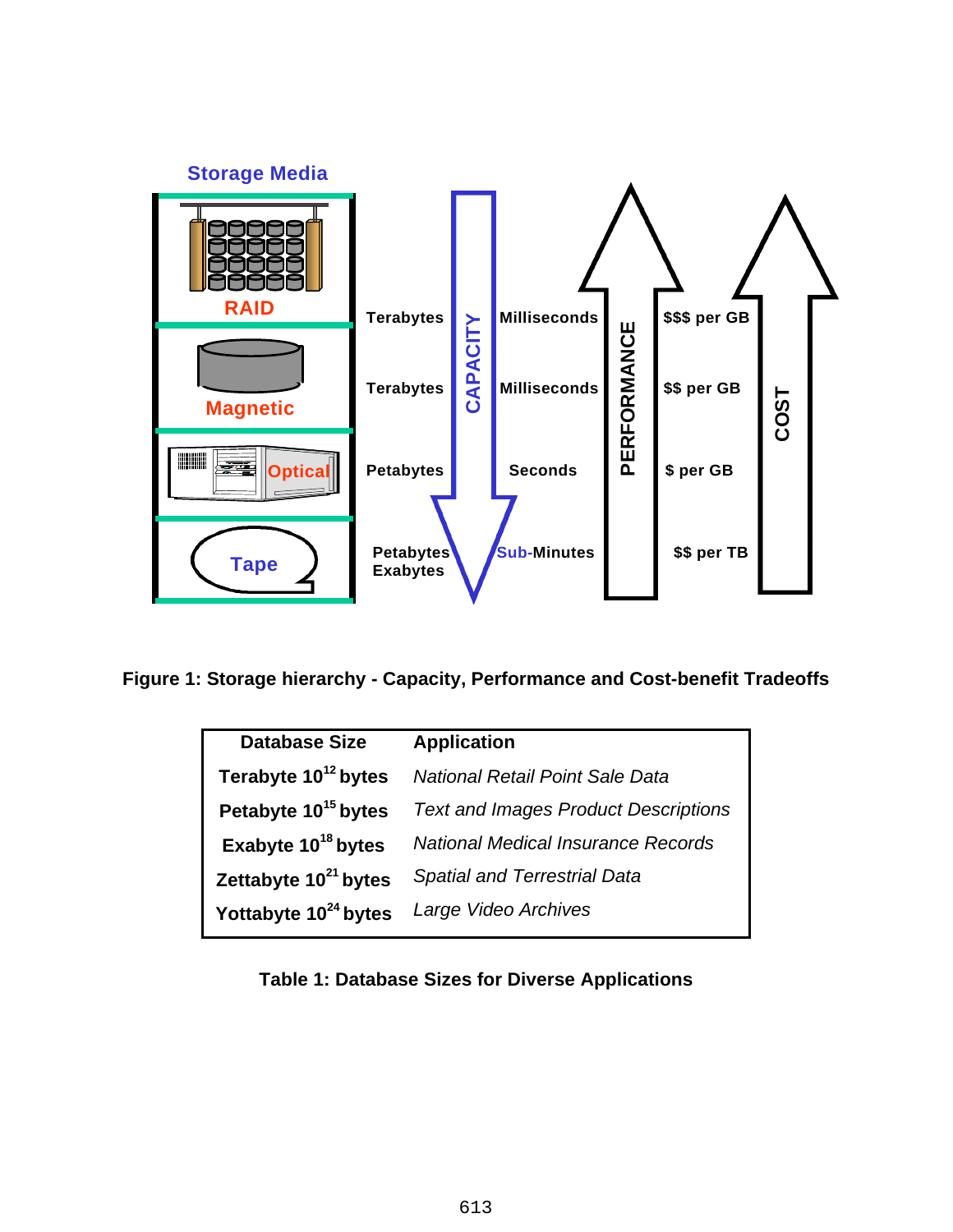Figure 1: Storage hierarchy - Capacity, Performance and Cost-benefit Tradeoffs

| Database Size | Application |
|---|---|
| Terabyte $10^{12}$ bytes | *National Retail Point Sale Data* |
| Petabyte $10^{15}$ bytes | *Text and Images Product Descriptions* |
| Exabyte $10^{18}$ bytes | *National Medical Insurance Records* |
| Zettabyte $10^{21}$ bytes | *Spatial and Terrestrial Data* |
| Yottabyte $10^{24}$ bytes | *Large Video Archives* |

Table 1: Database Sizes for Diverse Applications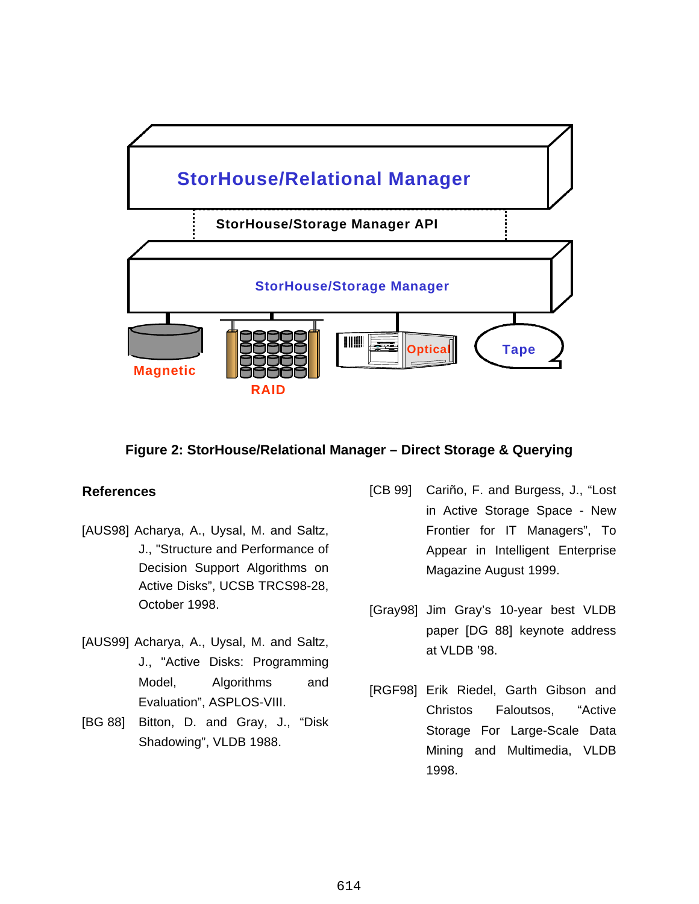StorHouse/Relational Manager

StorHouse/Storage Manager API

StorHouse/Storage Manager

Magnetic

RAID

Optical

Tape

**Figure 2: StorHouse/Relational Manager – Direct Storage & Querying**

## References

[AUS98] Acharya, A., Uysal, M. and Saltz, J., "Structure and Performance of Decision Support Algorithms on Active Disks", UCSB TRCS98-28, October 1998.

[AUS99] Acharya, A., Uysal, M. and Saltz, J., "Active Disks: Programming Model, Algorithms and Evaluation", ASPLOS-VIII.

[BG 88] Bitton, D. and Gray, J., "Disk Shadowing", VLDB 1988.

[CB 99] Cariño, F. and Burgess, J., "Lost in Active Storage Space - New Frontier for IT Managers", To Appear in Intelligent Enterprise Magazine August 1999.

[Gray98] Jim Gray's 10-year best VLDB paper [DG 88] keynote address at VLDB '98.

[RGF98] Erik Riedel, Garth Gibson and Christos Faloutsos, "Active Storage For Large-Scale Data Mining and Multimedia, VLDB 1998.